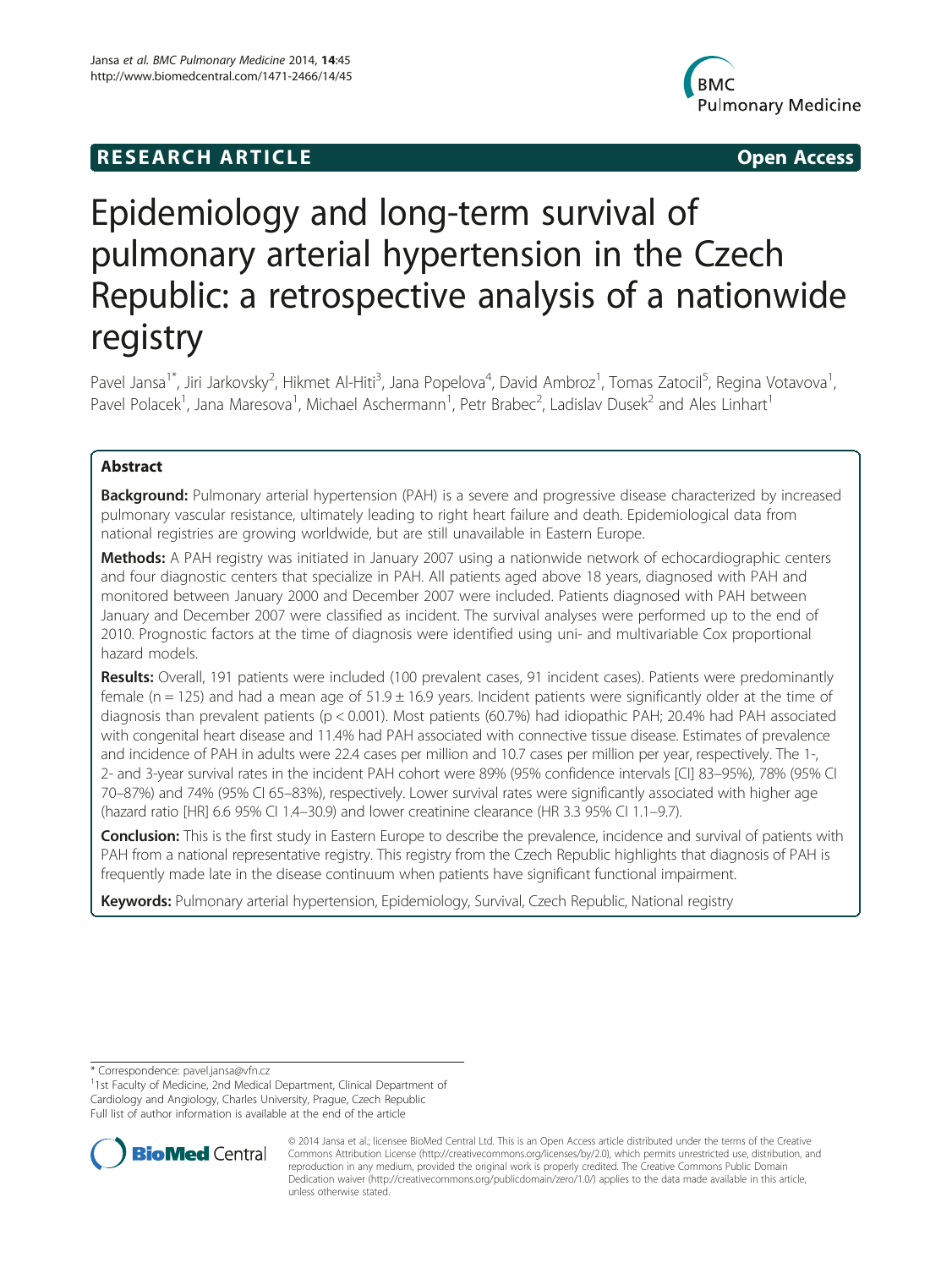**RESEARCH ARTICLE** **Open Access**

# Epidemiology and long-term survival of pulmonary arterial hypertension in the Czech Republic: a retrospective analysis of a nationwide registry

Pavel Jansa[1*], Jiri Jarkovsky[2], Hikmet Al-Hiti[3], Jana Popelova[4], David Ambroz[1], Tomas Zatocil[5], Regina Votavova[1], Pavel Polacek[1], Jana Maresova[1], Michael Aschermann[1], Petr Brabec[2], Ladislav Dusek[2] and Ales Linhart[1]

## Abstract

**Background:** Pulmonary arterial hypertension (PAH) is a severe and progressive disease characterized by increased pulmonary vascular resistance, ultimately leading to right heart failure and death. Epidemiological data from national registries are growing worldwide, but are still unavailable in Eastern Europe.

**Methods:** A PAH registry was initiated in January 2007 using a nationwide network of echocardiographic centers and four diagnostic centers that specialize in PAH. All patients aged above 18 years, diagnosed with PAH and monitored between January 2000 and December 2007 were included. Patients diagnosed with PAH between January and December 2007 were classified as incident. The survival analyses were performed up to the end of 2010. Prognostic factors at the time of diagnosis were identified using uni- and multivariable Cox proportional hazard models.

**Results:** Overall, 191 patients were included (100 prevalent cases, 91 incident cases). Patients were predominantly female (n = 125) and had a mean age of 51.9 ± 16.9 years. Incident patients were significantly older at the time of diagnosis than prevalent patients ($p < 0.001$). Most patients (60.7%) had idiopathic PAH; 20.4% had PAH associated with congenital heart disease and 11.4% had PAH associated with connective tissue disease. Estimates of prevalence and incidence of PAH in adults were 22.4 cases per million and 10.7 cases per million per year, respectively. The 1-, 2- and 3-year survival rates in the incident PAH cohort were 89% (95% confidence intervals [CI] 83–95%), 78% (95% CI 70–87%) and 74% (95% CI 65–83%), respectively. Lower survival rates were significantly associated with higher age (hazard ratio [HR] 6.6 95% CI 1.4–30.9) and lower creatinine clearance (HR 3.3 95% CI 1.1–9.7).

**Conclusion:** This is the first study in Eastern Europe to describe the prevalence, incidence and survival of patients with PAH from a national representative registry. This registry from the Czech Republic highlights that diagnosis of PAH is frequently made late in the disease continuum when patients have significant functional impairment.

**Keywords:** Pulmonary arterial hypertension, Epidemiology, Survival, Czech Republic, National registry

\* Correspondence: pavel.jansa@vfn.cz
[1]1st Faculty of Medicine, 2nd Medical Department, Clinical Department of Cardiology and Angiology, Charles University, Prague, Czech Republic
Full list of author information is available at the end of the article

© 2014 Jansa et al.; licensee BioMed Central Ltd. This is an Open Access article distributed under the terms of the Creative Commons Attribution License (http://creativecommons.org/licenses/by/2.0), which permits unrestricted use, distribution, and reproduction in any medium, provided the original work is properly credited. The Creative Commons Public Domain Dedication waiver (http://creativecommons.org/publicdomain/zero/1.0/) applies to the data made available in this article, unless otherwise stated.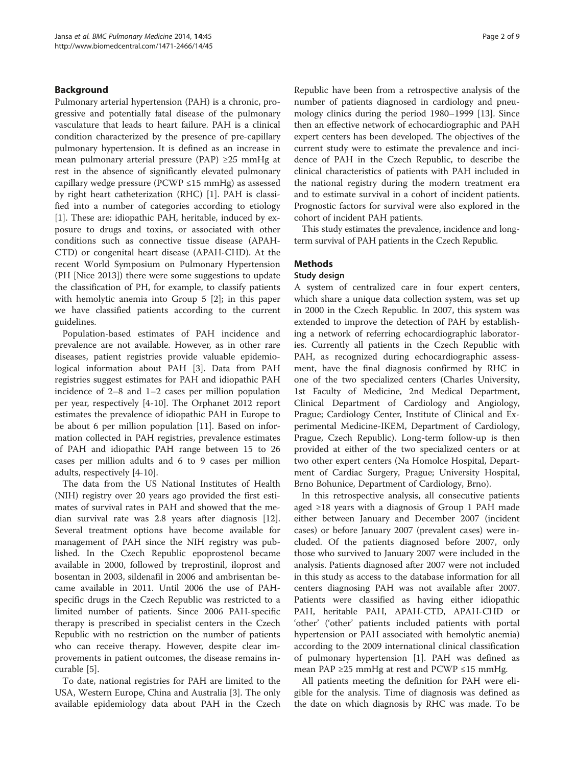## Background

Pulmonary arterial hypertension (PAH) is a chronic, progressive and potentially fatal disease of the pulmonary vasculature that leads to heart failure. PAH is a clinical condition characterized by the presence of pre-capillary pulmonary hypertension. It is defined as an increase in mean pulmonary arterial pressure (PAP) ≥25 mmHg at rest in the absence of significantly elevated pulmonary capillary wedge pressure (PCWP ≤15 mmHg) as assessed by right heart catheterization (RHC) [1]. PAH is classified into a number of categories according to etiology [1]. These are: idiopathic PAH, heritable, induced by exposure to drugs and toxins, or associated with other conditions such as connective tissue disease (APAH-CTD) or congenital heart disease (APAH-CHD). At the recent World Symposium on Pulmonary Hypertension (PH [Nice 2013]) there were some suggestions to update the classification of PH, for example, to classify patients with hemolytic anemia into Group 5 [2]; in this paper we have classified patients according to the current guidelines.

Population-based estimates of PAH incidence and prevalence are not available. However, as in other rare diseases, patient registries provide valuable epidemiological information about PAH [3]. Data from PAH registries suggest estimates for PAH and idiopathic PAH incidence of 2–8 and 1–2 cases per million population per year, respectively [4-10]. The Orphanet 2012 report estimates the prevalence of idiopathic PAH in Europe to be about 6 per million population [11]. Based on information collected in PAH registries, prevalence estimates of PAH and idiopathic PAH range between 15 to 26 cases per million adults and 6 to 9 cases per million adults, respectively [4-10].

The data from the US National Institutes of Health (NIH) registry over 20 years ago provided the first estimates of survival rates in PAH and showed that the median survival rate was 2.8 years after diagnosis [12]. Several treatment options have become available for management of PAH since the NIH registry was published. In the Czech Republic epoprostenol became available in 2000, followed by treprostinil, iloprost and bosentan in 2003, sildenafil in 2006 and ambrisentan became available in 2011. Until 2006 the use of PAH-specific drugs in the Czech Republic was restricted to a limited number of patients. Since 2006 PAH-specific therapy is prescribed in specialist centers in the Czech Republic with no restriction on the number of patients who can receive therapy. However, despite clear improvements in patient outcomes, the disease remains incurable [5].

To date, national registries for PAH are limited to the USA, Western Europe, China and Australia [3]. The only available epidemiology data about PAH in the Czech Republic have been from a retrospective analysis of the number of patients diagnosed in cardiology and pneumology clinics during the period 1980–1999 [13]. Since then an effective network of echocardiographic and PAH expert centers has been developed. The objectives of the current study were to estimate the prevalence and incidence of PAH in the Czech Republic, to describe the clinical characteristics of patients with PAH included in the national registry during the modern treatment era and to estimate survival in a cohort of incident patients. Prognostic factors for survival were also explored in the cohort of incident PAH patients.

This study estimates the prevalence, incidence and long-term survival of PAH patients in the Czech Republic.

## Methods

### Study design

A system of centralized care in four expert centers, which share a unique data collection system, was set up in 2000 in the Czech Republic. In 2007, this system was extended to improve the detection of PAH by establishing a network of referring echocardiographic laboratories. Currently all patients in the Czech Republic with PAH, as recognized during echocardiographic assessment, have the final diagnosis confirmed by RHC in one of the two specialized centers (Charles University, 1st Faculty of Medicine, 2nd Medical Department, Clinical Department of Cardiology and Angiology, Prague; Cardiology Center, Institute of Clinical and Experimental Medicine-IKEM, Department of Cardiology, Prague, Czech Republic). Long-term follow-up is then provided at either of the two specialized centers or at two other expert centers (Na Homolce Hospital, Department of Cardiac Surgery, Prague; University Hospital, Brno Bohunice, Department of Cardiology, Brno).

In this retrospective analysis, all consecutive patients aged ≥18 years with a diagnosis of Group 1 PAH made either between January and December 2007 (incident cases) or before January 2007 (prevalent cases) were included. Of the patients diagnosed before 2007, only those who survived to January 2007 were included in the analysis. Patients diagnosed after 2007 were not included in this study as access to the database information for all centers diagnosing PAH was not available after 2007. Patients were classified as having either idiopathic PAH, heritable PAH, APAH-CTD, APAH-CHD or 'other' ('other' patients included patients with portal hypertension or PAH associated with hemolytic anemia) according to the 2009 international clinical classification of pulmonary hypertension [1]. PAH was defined as mean PAP ≥25 mmHg at rest and PCWP ≤15 mmHg.

All patients meeting the definition for PAH were eligible for the analysis. Time of diagnosis was defined as the date on which diagnosis by RHC was made. To be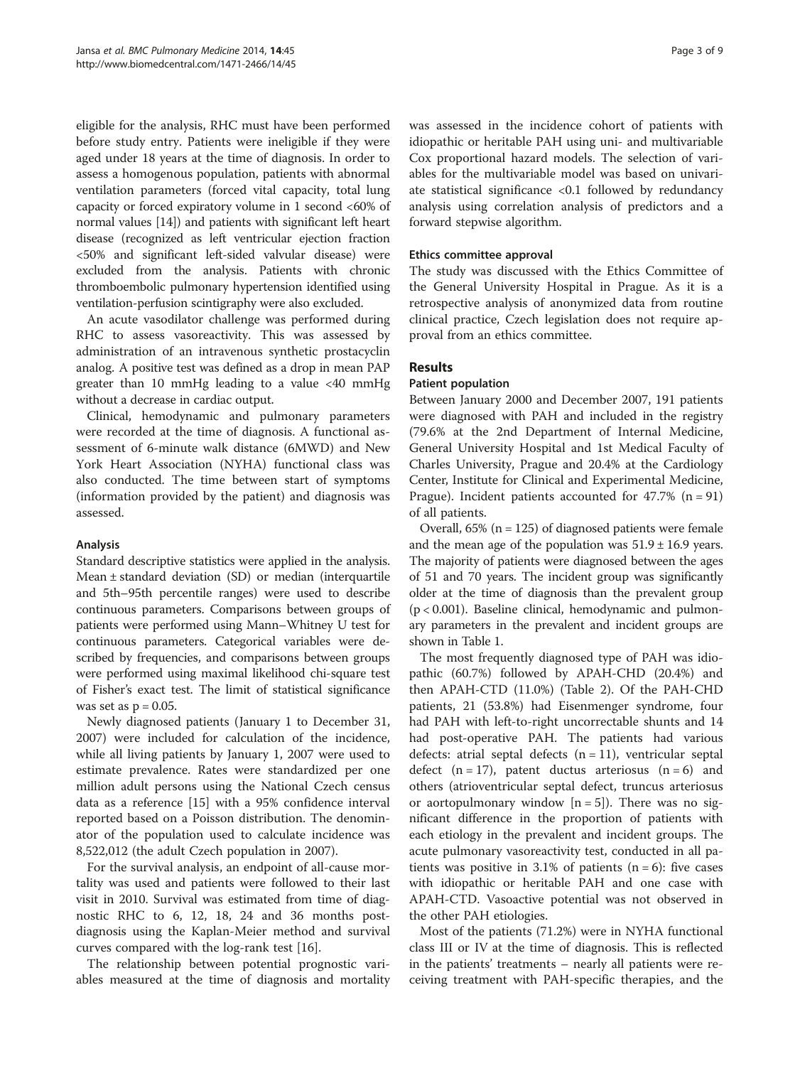eligible for the analysis, RHC must have been performed before study entry. Patients were ineligible if they were aged under 18 years at the time of diagnosis. In order to assess a homogenous population, patients with abnormal ventilation parameters (forced vital capacity, total lung capacity or forced expiratory volume in 1 second <60% of normal values [14]) and patients with significant left heart disease (recognized as left ventricular ejection fraction <50% and significant left-sided valvular disease) were excluded from the analysis. Patients with chronic thromboembolic pulmonary hypertension identified using ventilation-perfusion scintigraphy were also excluded.

An acute vasodilator challenge was performed during RHC to assess vasoreactivity. This was assessed by administration of an intravenous synthetic prostacyclin analog. A positive test was defined as a drop in mean PAP greater than 10 mmHg leading to a value <40 mmHg without a decrease in cardiac output.

Clinical, hemodynamic and pulmonary parameters were recorded at the time of diagnosis. A functional assessment of 6-minute walk distance (6MWD) and New York Heart Association (NYHA) functional class was also conducted. The time between start of symptoms (information provided by the patient) and diagnosis was assessed.

### Analysis

Standard descriptive statistics were applied in the analysis. Mean ± standard deviation (SD) or median (interquartile and 5th–95th percentile ranges) were used to describe continuous parameters. Comparisons between groups of patients were performed using Mann–Whitney U test for continuous parameters. Categorical variables were described by frequencies, and comparisons between groups were performed using maximal likelihood chi-square test of Fisher's exact test. The limit of statistical significance was set as $p = 0.05$.

Newly diagnosed patients (January 1 to December 31, 2007) were included for calculation of the incidence, while all living patients by January 1, 2007 were used to estimate prevalence. Rates were standardized per one million adult persons using the National Czech census data as a reference [15] with a 95% confidence interval reported based on a Poisson distribution. The denominator of the population used to calculate incidence was 8,522,012 (the adult Czech population in 2007).

For the survival analysis, an endpoint of all-cause mortality was used and patients were followed to their last visit in 2010. Survival was estimated from time of diagnostic RHC to 6, 12, 18, 24 and 36 months post-diagnosis using the Kaplan-Meier method and survival curves compared with the log-rank test [16].

The relationship between potential prognostic variables measured at the time of diagnosis and mortality was assessed in the incidence cohort of patients with idiopathic or heritable PAH using uni- and multivariable Cox proportional hazard models. The selection of variables for the multivariable model was based on univariate statistical significance <0.1 followed by redundancy analysis using correlation analysis of predictors and a forward stepwise algorithm.

### Ethics committee approval

The study was discussed with the Ethics Committee of the General University Hospital in Prague. As it is a retrospective analysis of anonymized data from routine clinical practice, Czech legislation does not require approval from an ethics committee.

## Results

### Patient population

Between January 2000 and December 2007, 191 patients were diagnosed with PAH and included in the registry (79.6% at the 2nd Department of Internal Medicine, General University Hospital and 1st Medical Faculty of Charles University, Prague and 20.4% at the Cardiology Center, Institute for Clinical and Experimental Medicine, Prague). Incident patients accounted for 47.7% (n = 91) of all patients.

Overall, 65% (n = 125) of diagnosed patients were female and the mean age of the population was 51.9 ± 16.9 years. The majority of patients were diagnosed between the ages of 51 and 70 years. The incident group was significantly older at the time of diagnosis than the prevalent group ($p < 0.001$). Baseline clinical, hemodynamic and pulmonary parameters in the prevalent and incident groups are shown in Table 1.

The most frequently diagnosed type of PAH was idiopathic (60.7%) followed by APAH-CHD (20.4%) and then APAH-CTD (11.0%) (Table 2). Of the PAH-CHD patients, 21 (53.8%) had Eisenmenger syndrome, four had PAH with left-to-right uncorrectable shunts and 14 had post-operative PAH. The patients had various defects: atrial septal defects (n = 11), ventricular septal defect (n = 17), patent ductus arteriosus (n = 6) and others (atrioventricular septal defect, truncus arteriosus or aortopulmonary window [n = 5]). There was no significant difference in the proportion of patients with each etiology in the prevalent and incident groups. The acute pulmonary vasoreactivity test, conducted in all patients was positive in 3.1% of patients (n = 6): five cases with idiopathic or heritable PAH and one case with APAH-CTD. Vasoactive potential was not observed in the other PAH etiologies.

Most of the patients (71.2%) were in NYHA functional class III or IV at the time of diagnosis. This is reflected in the patients' treatments – nearly all patients were receiving treatment with PAH-specific therapies, and the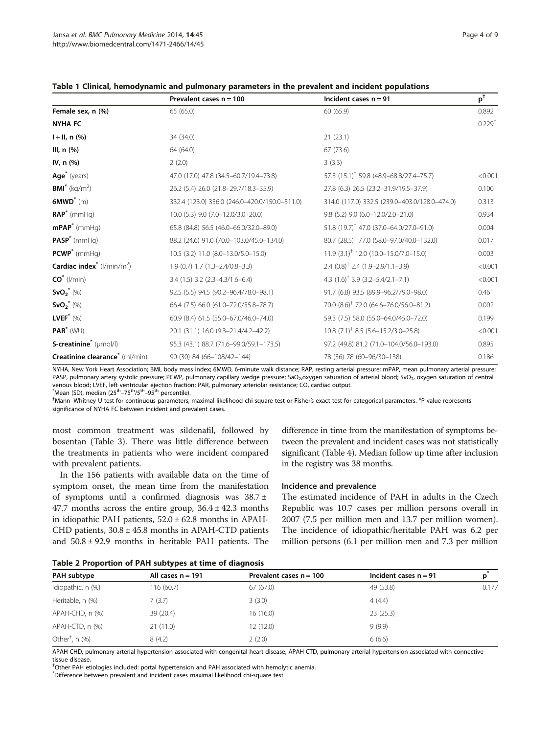**Table 1 Clinical, hemodynamic and pulmonary parameters in the prevalent and incident populations**

| | Prevalent cases n = 100 | Incident cases n = 91 | p[†] |
|---|---|---|---|
| **Female sex, n (%)** | 65 (65.0) | 60 (65.9) | 0.892 |
| **NYHA FC** | | | 0.229[‡] |
| **I + II, n (%)** | 34 (34.0) | 21 (23.1) | |
| **III, n (%)** | 64 (64.0) | 67 (73.6) | |
| **IV, n (%)** | 2 (2.0) | 3 (3.3) | |
| **Age*** (years) | 47.0 (17.0) 47.8 (34.5–60.7/19.4–73.8) | 57.3 (15.1)[†] 59.8 (48.9–68.8/27.4–75.7) | <0.001 |
| **BMI*** (kg/m²) | 26.2 (5.4) 26.0 (21.8–29.7/18.3–35.9) | 27.8 (6.3) 26.5 (23.2–31.9/19.5–37.9) | 0.100 |
| **6MWD*** (m) | 332.4 (123.0) 356.0 (246.0–420.0/150.0–511.0) | 314.0 (117.0) 332.5 (239.0–403.0/128.0–474.0) | 0.313 |
| **RAP*** (mmHg) | 10.0 (5.3) 9.0 (7.0–12.0/3.0–20.0) | 9.8 (5.2) 9.0 (6.0–12.0/2.0–21.0) | 0.934 |
| **mPAP*** (mmHg) | 65.8 (84.8) 56.5 (46.0–66.0/32.0–89.0) | 51.8 (19.7)[†] 47.0 (37.0–64.0/27.0–91.0) | 0.004 |
| **PASP*** (mmHg) | 88.2 (24.6) 91.0 (70.0–103.0/45.0–134.0) | 80.7 (28.5)[†] 77.0 (58.0–97.0/40.0–132.0) | 0.017 |
| **PCWP*** (mmHg) | 10.5 (3.2) 11.0 (8.0–13.0/5.0–15.0) | 11.9 (3.1)[†] 12.0 (10.0–15.0/7.0–15.0) | 0.003 |
| **Cardiac index*** (l/min/m²) | 1.9 (0.7) 1.7 (1.3–2.4/0.8–3.3) | 2.4 (0.8)[†] 2.4 (1.9–2.9/1.1–3.9) | <0.001 |
| **CO*** (l/min) | 3.4 (1.5) 3.2 (2.3–4.3/1.6–6.4) | 4.3 (1.6)[†] 3.9 (3.2–5.4/2.1–7.1) | <0.001 |
| **$SvO_2$*** (%) | 92.5 (5.5) 94.5 (90.2–96.4/78.0–98.1) | 91.7 (6.8) 93.5 (89.9–96.2/79.0–98.0) | 0.461 |
| **$SvO_2$*** (%) | 66.4 (7.5) 66.0 (61.0–72.0/55.8–78.7) | 70.0 (8.6)[†] 72.0 (64.6–76.0/56.0–81.2) | 0.002 |
| **LVEF*** (%) | 60.9 (8.4) 61.5 (55.0–67.0/46.0–74.0) | 59.3 (7.5) 58.0 (55.0–64.0/45.0–72.0) | 0.199 |
| **PAR*** (WU) | 20.1 (31.1) 16.0 (9.3–21.4/4.2–42.2) | 10.8 (7.1)[†] 8.5 (5.6–15.2/3.0–25.8) | <0.001 |
| **S-creatinine*** (μmol/l) | 95.3 (43.1) 88.7 (71.6–99.0/59.1–173.5) | 97.2 (49.8) 81.2 (71.0–104.0/56.0–193.0) | 0.895 |
| **Creatinine clearance*** (ml/min) | 90 (30) 84 (66–108/42–144) | 78 (36) 78 (60–96/30–138) | 0.186 |

NYHA, New York Heart Association; BMI, body mass index; 6MWD, 6-minute walk distance; RAP, resting arterial pressure; mPAP, mean pulmonary arterial pressure; PASP, pulmonary artery systolic pressure; PCWP, pulmonary capillary wedge pressure; $SaO_2$,oxygen saturation of arterial blood; $SvO_2$, oxygen saturation of central venous blood; LVEF, left ventricular ejection fraction; PAR, pulmonary arteriolar resistance; CO, cardiac output.
*Mean (SD), median (25th–75th/5th–95th percentile).
[†]Mann–Whitney U test for continuous parameters; maximal likelihood chi-square test or Fisher's exact test for categorical parameters. [‡]P-value represents significance of NYHA FC between incident and prevalent cases.

most common treatment was sildenafil, followed by bosentan (Table 3). There was little difference between the treatments in patients who were incident compared with prevalent patients.

In the 156 patients with available data on the time of symptom onset, the mean time from the manifestation of symptoms until a confirmed diagnosis was 38.7 ± 47.7 months across the entire group, 36.4 ± 42.3 months in idiopathic PAH patients, 52.0 ± 62.8 months in APAH-CHD patients, 30.8 ± 45.8 months in APAH-CTD patients and 50.8 ± 92.9 months in heritable PAH patients. The difference in time from the manifestation of symptoms between the prevalent and incident cases was not statistically significant (Table 4). Median follow up time after inclusion in the registry was 38 months.

### Incidence and prevalence

The estimated incidence of PAH in adults in the Czech Republic was 10.7 cases per million persons overall in 2007 (7.5 per million men and 13.7 per million women). The incidence of idiopathic/heritable PAH was 6.2 per million persons (6.1 per million men and 7.3 per million

**Table 2 Proportion of PAH subtypes at time of diagnosis**

| PAH subtype | All cases n = 191 | Prevalent cases n = 100 | Incident cases n = 91 | p* |
|---|---|---|---|---|
| Idiopathic, n (%) | 116 (60.7) | 67 (67.0) | 49 (53.8) | 0.177 |
| Heritable, n (%) | 7 (3.7) | 3 (3.0) | 4 (4.4) | |
| APAH-CHD, n (%) | 39 (20.4) | 16 (16.0) | 23 (25.3) | |
| APAH-CTD, n (%) | 21 (11.0) | 12 (12.0) | 9 (9.9) | |
| Other[†], n (%) | 8 (4.2) | 2 (2.0) | 6 (6.6) | |

APAH-CHD, pulmonary arterial hypertension associated with congenital heart disease; APAH-CTD, pulmonary arterial hypertension associated with connective tissue disease.
[†]Other PAH etiologies included: portal hypertension and PAH associated with hemolytic anemia.
*Difference between prevalent and incident cases maximal likelihood chi-square test.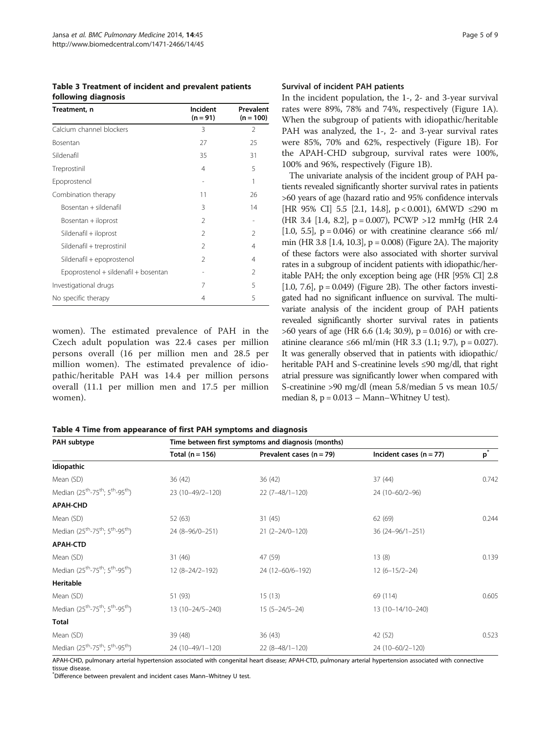**Table 3 Treatment of incident and prevalent patients following diagnosis**

| Treatment, n | Incident (n = 91) | Prevalent (n = 100) |
| --- | --- | --- |
| Calcium channel blockers | 3 | 2 |
| Bosentan | 27 | 25 |
| Sildenafil | 35 | 31 |
| Treprostinil | 4 | 5 |
| Epoprostenol | - | 1 |
| Combination therapy | 11 | 26 |
| Bosentan + sildenafil | 3 | 14 |
| Bosentan + iloprost | 2 | - |
| Sildenafil + iloprost | 2 | 2 |
| Sildenafil + treprostinil | 2 | 4 |
| Sildenafil + epoprostenol | 2 | 4 |
| Epoprostenol + sildenafil + bosentan | - | 2 |
| Investigational drugs | 7 | 5 |
| No specific therapy | 4 | 5 |

women). The estimated prevalence of PAH in the Czech adult population was 22.4 cases per million persons overall (16 per million men and 28.5 per million women). The estimated prevalence of idiopathic/heritable PAH was 14.4 per million persons overall (11.1 per million men and 17.5 per million women).

### Survival of incident PAH patients

In the incident population, the 1-, 2- and 3-year survival rates were 89%, 78% and 74%, respectively (Figure 1A). When the subgroup of patients with idiopathic/heritable PAH was analyzed, the 1-, 2- and 3-year survival rates were 85%, 70% and 62%, respectively (Figure 1B). For the APAH-CHD subgroup, survival rates were 100%, 100% and 96%, respectively (Figure 1B).

The univariate analysis of the incident group of PAH patients revealed significantly shorter survival rates in patients >60 years of age (hazard ratio and 95% confidence intervals [HR 95% CI] 5.5 [2.1, 14.8], p < 0.001), 6MWD ≤290 m (HR 3.4 [1.4, 8.2], p = 0.007), PCWP >12 mmHg (HR 2.4 [1.0, 5.5], p = 0.046) or with creatinine clearance ≤66 ml/min (HR 3.8 [1.4, 10.3], p = 0.008) (Figure 2A). The majority of these factors were also associated with shorter survival rates in a subgroup of incident patients with idiopathic/heritable PAH; the only exception being age (HR [95% CI] 2.8 [1.0, 7.6], p = 0.049) (Figure 2B). The other factors investigated had no significant influence on survival. The multivariate analysis of the incident group of PAH patients revealed significantly shorter survival rates in patients >60 years of age (HR 6.6 (1.4; 30.9), p = 0.016) or with creatinine clearance ≤66 ml/min (HR 3.3 (1.1; 9.7), p = 0.027). It was generally observed that in patients with idiopathic/heritable PAH and S-creatinine levels ≤90 mg/dl, that right atrial pressure was significantly lower when compared with S-creatinine >90 mg/dl (mean 5.8/median 5 vs mean 10.5/median 8, p = 0.013 – Mann–Whitney U test).

**Table 4 Time from appearance of first PAH symptoms and diagnosis**

| PAH subtype | Time between first symptoms and diagnosis (months) | | | |
| --- | --- | --- | --- | --- |
| | Total (n = 156) | Prevalent cases (n = 79) | Incident cases (n = 77) | p* |
| **Idiopathic** | | | | |
| Mean (SD) | 36 (42) | 36 (42) | 37 (44) | 0.742 |
| Median (25th-75th; 5th-95th) | 23 (10–49/2–120) | 22 (7–48/1–120) | 24 (10–60/2–96) | |
| **APAH-CHD** | | | | |
| Mean (SD) | 52 (63) | 31 (45) | 62 (69) | 0.244 |
| Median (25th-75th; 5th-95th) | 24 (8–96/0–251) | 21 (2–24/0–120) | 36 (24–96/1–251) | |
| **APAH-CTD** | | | | |
| Mean (SD) | 31 (46) | 47 (59) | 13 (8) | 0.139 |
| Median (25th-75th; 5th-95th) | 12 (8–24/2–192) | 24 (12–60/6–192) | 12 (6–15/2–24) | |
| **Heritable** | | | | |
| Mean (SD) | 51 (93) | 15 (13) | 69 (114) | 0.605 |
| Median (25th-75th; 5th-95th) | 13 (10–24/5–240) | 15 (5–24/5–24) | 13 (10–14/10–240) | |
| **Total** | | | | |
| Mean (SD) | 39 (48) | 36 (43) | 42 (52) | 0.523 |
| Median (25th-75th; 5th-95th) | 24 (10–49/1–120) | 22 (8–48/1–120) | 24 (10–60/2–120) | |

APAH-CHD, pulmonary arterial hypertension associated with congenital heart disease; APAH-CTD, pulmonary arterial hypertension associated with connective tissue disease.
*Difference between prevalent and incident cases Mann–Whitney U test.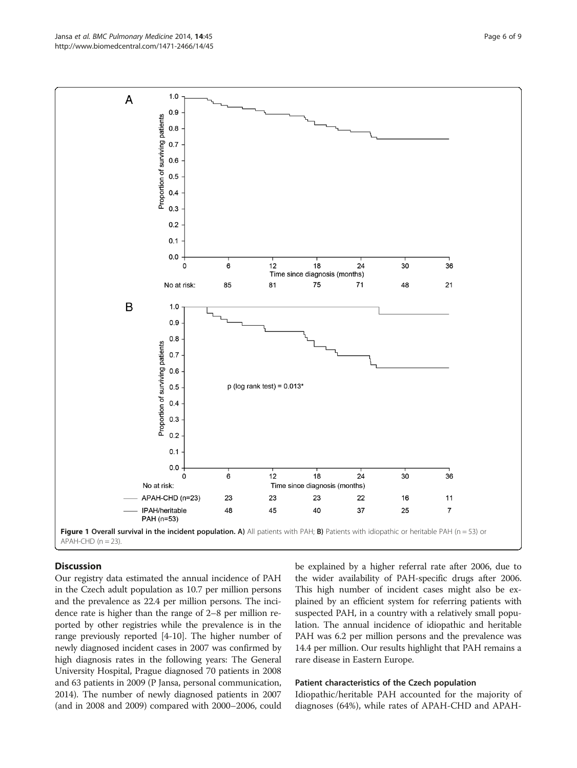Figure 1 Overall survival in the incident population. A) All patients with PAH; B) Patients with idiopathic or heritable PAH (n = 53) or APAH-CHD (n = 23).

## Discussion

Our registry data estimated the annual incidence of PAH in the Czech adult population as 10.7 per million persons and the prevalence as 22.4 per million persons. The incidence rate is higher than the range of 2–8 per million reported by other registries while the prevalence is in the range previously reported [4-10]. The higher number of newly diagnosed incident cases in 2007 was confirmed by high diagnosis rates in the following years: The General University Hospital, Prague diagnosed 70 patients in 2008 and 63 patients in 2009 (P Jansa, personal communication, 2014). The number of newly diagnosed patients in 2007 (and in 2008 and 2009) compared with 2000–2006, could be explained by a higher referral rate after 2006, due to the wider availability of PAH-specific drugs after 2006. This high number of incident cases might also be explained by an efficient system for referring patients with suspected PAH, in a country with a relatively small population. The annual incidence of idiopathic and heritable PAH was 6.2 per million persons and the prevalence was 14.4 per million. Our results highlight that PAH remains a rare disease in Eastern Europe.

### Patient characteristics of the Czech population

Idiopathic/heritable PAH accounted for the majority of diagnoses (64%), while rates of APAH-CHD and APAH-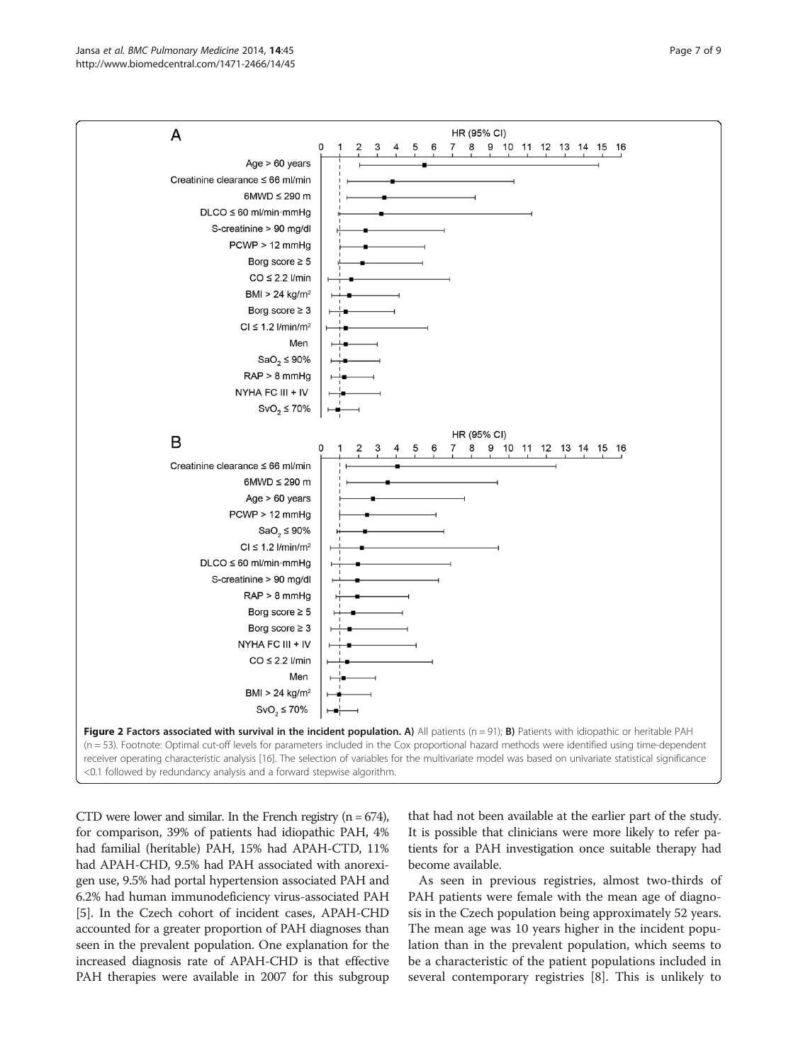**Figure 2 Factors associated with survival in the incident population. A)** All patients (n = 91); **B)** Patients with idiopathic or heritable PAH (n = 53). Footnote: Optimal cut-off levels for parameters included in the Cox proportional hazard methods were identified using time-dependent receiver operating characteristic analysis [16]. The selection of variables for the multivariate model was based on univariate statistical significance <0.1 followed by redundancy analysis and a forward stepwise algorithm.

CTD were lower and similar. In the French registry (n = 674), for comparison, 39% of patients had idiopathic PAH, 4% had familial (heritable) PAH, 15% had APAH-CTD, 11% had APAH-CHD, 9.5% had PAH associated with anorexigen use, 9.5% had portal hypertension associated PAH and 6.2% had human immunodeficiency virus-associated PAH [5]. In the Czech cohort of incident cases, APAH-CHD accounted for a greater proportion of PAH diagnoses than seen in the prevalent population. One explanation for the increased diagnosis rate of APAH-CHD is that effective PAH therapies were available in 2007 for this subgroup that had not been available at the earlier part of the study. It is possible that clinicians were more likely to refer patients for a PAH investigation once suitable therapy had become available.

As seen in previous registries, almost two-thirds of PAH patients were female with the mean age of diagnosis in the Czech population being approximately 52 years. The mean age was 10 years higher in the incident population than in the prevalent population, which seems to be a characteristic of the patient populations included in several contemporary registries [8]. This is unlikely to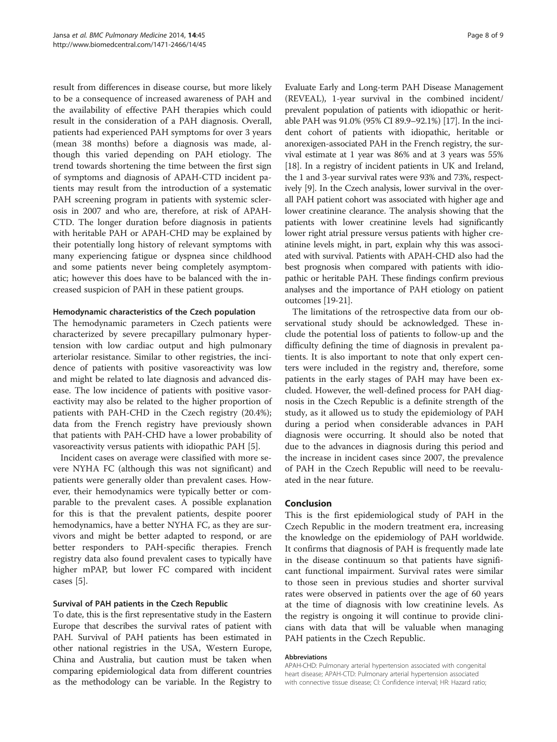result from differences in disease course, but more likely to be a consequence of increased awareness of PAH and the availability of effective PAH therapies which could result in the consideration of a PAH diagnosis. Overall, patients had experienced PAH symptoms for over 3 years (mean 38 months) before a diagnosis was made, although this varied depending on PAH etiology. The trend towards shortening the time between the first sign of symptoms and diagnosis of APAH-CTD incident patients may result from the introduction of a systematic PAH screening program in patients with systemic sclerosis in 2007 and who are, therefore, at risk of APAH-CTD. The longer duration before diagnosis in patients with heritable PAH or APAH-CHD may be explained by their potentially long history of relevant symptoms with many experiencing fatigue or dyspnea since childhood and some patients never being completely asymptomatic; however this does have to be balanced with the increased suspicion of PAH in these patient groups.

#### Hemodynamic characteristics of the Czech population

The hemodynamic parameters in Czech patients were characterized by severe precapillary pulmonary hypertension with low cardiac output and high pulmonary arteriolar resistance. Similar to other registries, the incidence of patients with positive vasoreactivity was low and might be related to late diagnosis and advanced disease. The low incidence of patients with positive vasoreactivity may also be related to the higher proportion of patients with PAH-CHD in the Czech registry (20.4%); data from the French registry have previously shown that patients with PAH-CHD have a lower probability of vasoreactivity versus patients with idiopathic PAH [5].

Incident cases on average were classified with more severe NYHA FC (although this was not significant) and patients were generally older than prevalent cases. However, their hemodynamics were typically better or comparable to the prevalent cases. A possible explanation for this is that the prevalent patients, despite poorer hemodynamics, have a better NYHA FC, as they are survivors and might be better adapted to respond, or are better responders to PAH-specific therapies. French registry data also found prevalent cases to typically have higher mPAP, but lower FC compared with incident cases [5].

#### Survival of PAH patients in the Czech Republic

To date, this is the first representative study in the Eastern Europe that describes the survival rates of patient with PAH. Survival of PAH patients has been estimated in other national registries in the USA, Western Europe, China and Australia, but caution must be taken when comparing epidemiological data from different countries as the methodology can be variable. In the Registry to Evaluate Early and Long-term PAH Disease Management (REVEAL), 1-year survival in the combined incident/prevalent population of patients with idiopathic or heritable PAH was 91.0% (95% CI 89.9–92.1%) [17]. In the incident cohort of patients with idiopathic, heritable or anorexigen-associated PAH in the French registry, the survival estimate at 1 year was 86% and at 3 years was 55% [18]. In a registry of incident patients in UK and Ireland, the 1 and 3-year survival rates were 93% and 73%, respectively [9]. In the Czech analysis, lower survival in the overall PAH patient cohort was associated with higher age and lower creatinine clearance. The analysis showing that the patients with lower creatinine levels had significantly lower right atrial pressure versus patients with higher creatinine levels might, in part, explain why this was associated with survival. Patients with APAH-CHD also had the best prognosis when compared with patients with idiopathic or heritable PAH. These findings confirm previous analyses and the importance of PAH etiology on patient outcomes [19-21].

The limitations of the retrospective data from our observational study should be acknowledged. These include the potential loss of patients to follow-up and the difficulty defining the time of diagnosis in prevalent patients. It is also important to note that only expert centers were included in the registry and, therefore, some patients in the early stages of PAH may have been excluded. However, the well-defined process for PAH diagnosis in the Czech Republic is a definite strength of the study, as it allowed us to study the epidemiology of PAH during a period when considerable advances in PAH diagnosis were occurring. It should also be noted that due to the advances in diagnosis during this period and the increase in incident cases since 2007, the prevalence of PAH in the Czech Republic will need to be reevaluated in the near future.

## Conclusion

This is the first epidemiological study of PAH in the Czech Republic in the modern treatment era, increasing the knowledge on the epidemiology of PAH worldwide. It confirms that diagnosis of PAH is frequently made late in the disease continuum so that patients have significant functional impairment. Survival rates were similar to those seen in previous studies and shorter survival rates were observed in patients over the age of 60 years at the time of diagnosis with low creatinine levels. As the registry is ongoing it will continue to provide clinicians with data that will be valuable when managing PAH patients in the Czech Republic.

#### Abbreviations

APAH-CHD: Pulmonary arterial hypertension associated with congenital heart disease; APAH-CTD: Pulmonary arterial hypertension associated with connective tissue disease; CI: Confidence interval; HR: Hazard ratio;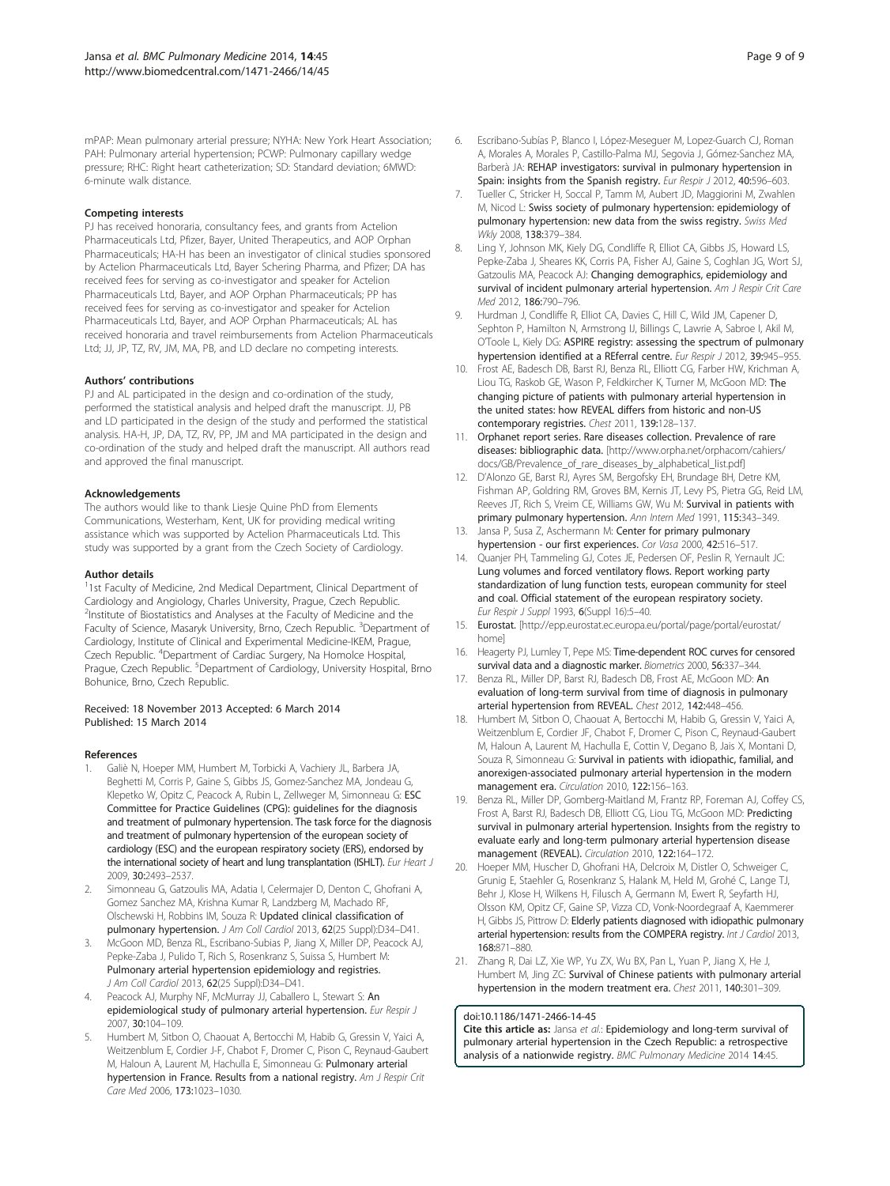mPAP: Mean pulmonary arterial pressure; NYHA: New York Heart Association; PAH: Pulmonary arterial hypertension; PCWP: Pulmonary capillary wedge pressure; RHC: Right heart catheterization; SD: Standard deviation; 6MWD: 6-minute walk distance.

#### Competing interests

PJ has received honoraria, consultancy fees, and grants from Actelion Pharmaceuticals Ltd, Pfizer, Bayer, United Therapeutics, and AOP Orphan Pharmaceuticals; HA-H has been an investigator of clinical studies sponsored by Actelion Pharmaceuticals Ltd, Bayer Schering Pharma, and Pfizer; DA has received fees for serving as co-investigator and speaker for Actelion Pharmaceuticals Ltd, Bayer, and AOP Orphan Pharmaceuticals; PP has received fees for serving as co-investigator and speaker for Actelion Pharmaceuticals Ltd, Bayer, and AOP Orphan Pharmaceuticals; AL has received honoraria and travel reimbursements from Actelion Pharmaceuticals Ltd; JJ, JP, TZ, RV, JM, MA, PB, and LD declare no competing interests.

#### Authors' contributions

PJ and AL participated in the design and co-ordination of the study, performed the statistical analysis and helped draft the manuscript. JJ, PB and LD participated in the design of the study and performed the statistical analysis. HA-H, JP, DA, TZ, RV, PP, JM and MA participated in the design and co-ordination of the study and helped draft the manuscript. All authors read and approved the final manuscript.

#### Acknowledgements

The authors would like to thank Liesje Quine PhD from Elements Communications, Westerham, Kent, UK for providing medical writing assistance which was supported by Actelion Pharmaceuticals Ltd. This study was supported by a grant from the Czech Society of Cardiology.

#### Author details

[1]1st Faculty of Medicine, 2nd Medical Department, Clinical Department of Cardiology and Angiology, Charles University, Prague, Czech Republic. [2]Institute of Biostatistics and Analyses at the Faculty of Medicine and the Faculty of Science, Masaryk University, Brno, Czech Republic. [3]Department of Cardiology, Institute of Clinical and Experimental Medicine-IKEM, Prague, Czech Republic. [4]Department of Cardiac Surgery, Na Homolce Hospital, Prague, Czech Republic. [5]Department of Cardiology, University Hospital, Brno Bohunice, Brno, Czech Republic.

Received: 18 November 2013 Accepted: 6 March 2014
Published: 15 March 2014

#### References

1. Galiè N, Hoeper MM, Humbert M, Torbicki A, Vachiery JL, Barbera JA, Beghetti M, Corris P, Gaine S, Gibbs JS, Gomez-Sanchez MA, Jondeau G, Klepetko W, Opitz C, Peacock A, Rubin L, Zellweger M, Simonneau G: **ESC Committee for Practice Guidelines (CPG): guidelines for the diagnosis and treatment of pulmonary hypertension. The task force for the diagnosis and treatment of pulmonary hypertension of the european society of cardiology (ESC) and the european respiratory society (ERS), endorsed by the international society of heart and lung transplantation (ISHLT).** *Eur Heart J* 2009, **30:**2493–2537.
2. Simonneau G, Gatzoulis MA, Adatia I, Celermajer D, Denton C, Ghofrani A, Gomez Sanchez MA, Krishna Kumar R, Landzberg M, Machado RF, Olschewski H, Robbins IM, Souza R: **Updated clinical classification of pulmonary hypertension.** *J Am Coll Cardiol* 2013, **62**(25 Suppl):D34–D41.
3. McGoon MD, Benza RL, Escribano-Subias P, Jiang X, Miller DP, Peacock AJ, Pepke-Zaba J, Pulido T, Rich S, Rosenkranz S, Suissa S, Humbert M: **Pulmonary arterial hypertension epidemiology and registries.** *J Am Coll Cardiol* 2013, **62**(25 Suppl):D34–D41.
4. Peacock AJ, Murphy NF, McMurray JJ, Caballero L, Stewart S: **An epidemiological study of pulmonary arterial hypertension.** *Eur Respir J* 2007, **30:**104–109.
5. Humbert M, Sitbon O, Chaouat A, Bertocchi M, Habib G, Gressin V, Yaici A, Weitzenblum E, Cordier J-F, Chabot F, Dromer C, Pison C, Reynaud-Gaubert M, Haloun A, Laurent M, Hachulla E, Simonneau G: **Pulmonary arterial hypertension in France. Results from a national registry.** *Am J Respir Crit Care Med* 2006, **173:**1023–1030.
6. Escribano-Subías P, Blanco I, López-Meseguer M, Lopez-Guarch CJ, Roman A, Morales A, Morales P, Castillo-Palma MJ, Segovia J, Gómez-Sanchez MA, Barberà JA: **REHAP investigators: survival in pulmonary hypertension in Spain: insights from the Spanish registry.** *Eur Respir J* 2012, **40:**596–603.
7. Tueller C, Stricker H, Soccal P, Tamm M, Aubert JD, Maggiorini M, Zwahlen M, Nicod L: **Swiss society of pulmonary hypertension: epidemiology of pulmonary hypertension: new data from the swiss registry.** *Swiss Med Wkly* 2008, **138:**379–384.
8. Ling Y, Johnson MK, Kiely DG, Condliffe R, Elliot CA, Gibbs JS, Howard LS, Pepke-Zaba J, Sheares KK, Corris PA, Fisher AJ, Gaine S, Coghlan JG, Wort SJ, Gatzoulis MA, Peacock AJ: **Changing demographics, epidemiology and survival of incident pulmonary arterial hypertension.** *Am J Respir Crit Care Med* 2012, **186:**790–796.
9. Hurdman J, Condliffe R, Elliot CA, Davies C, Hill C, Wild JM, Capener D, Sephton P, Hamilton N, Armstrong IJ, Billings C, Lawrie A, Sabroe I, Akil M, O'Toole L, Kiely DG: **ASPIRE registry: assessing the spectrum of pulmonary hypertension identified at a REferral centre.** *Eur Respir J* 2012, **39:**945–955.
10. Frost AE, Badesch DB, Barst RJ, Benza RL, Elliott CG, Farber HW, Krichman A, Liou TG, Raskob GE, Wason P, Feldkircher K, Turner M, McGoon MD: **The changing picture of patients with pulmonary arterial hypertension in the united states: how REVEAL differs from historic and non-US contemporary registries.** *Chest* 2011, **139:**128–137.
11. Orphanet report series. Rare diseases collection. **Prevalence of rare diseases: bibliographic data.** [http://www.orpha.net/orphacom/cahiers/docs/GB/Prevalence_of_rare_diseases_by_alphabetical_list.pdf]
12. D'Alonzo GE, Barst RJ, Ayres SM, Bergofsky EH, Brundage BH, Detre KM, Fishman AP, Goldring RM, Groves BM, Kernis JT, Levy PS, Pietra GG, Reid LM, Reeves JT, Rich S, Vreim CE, Williams GW, Wu M: **Survival in patients with primary pulmonary hypertension.** *Ann Intern Med* 1991, **115:**343–349.
13. Jansa P, Susa Z, Aschermann M: **Center for primary pulmonary hypertension - our first experiences.** *Cor Vasa* 2000, **42:**516–517.
14. Quanjer PH, Tammeling GJ, Cotes JE, Pedersen OF, Peslin R, Yernault JC: **Lung volumes and forced ventilatory flows. Report working party standardization of lung function tests, european community for steel and coal. Official statement of the european respiratory society.** *Eur Respir J Suppl* 1993, **6**(Suppl 16):5–40.
15. Eurostat. [http://epp.eurostat.ec.europa.eu/portal/page/portal/eurostat/home]
16. Heagerty PJ, Lumley T, Pepe MS: **Time-dependent ROC curves for censored survival data and a diagnostic marker.** *Biometrics* 2000, **56:**337–344.
17. Benza RL, Miller DP, Barst RJ, Badesch DB, Frost AE, McGoon MD: **An evaluation of long-term survival from time of diagnosis in pulmonary arterial hypertension from REVEAL.** *Chest* 2012, **142:**448–456.
18. Humbert M, Sitbon O, Chaouat A, Bertocchi M, Habib G, Gressin V, Yaici A, Weitzenblum E, Cordier JF, Chabot F, Dromer C, Pison C, Reynaud-Gaubert M, Haloun A, Laurent M, Hachulla E, Cottin V, Degano B, Jais X, Montani D, Souza R, Simonneau G: **Survival in patients with idiopathic, familial, and anorexigen-associated pulmonary arterial hypertension in the modern management era.** *Circulation* 2010, **122:**156–163.
19. Benza RL, Miller DP, Gomberg-Maitland M, Frantz RP, Foreman AJ, Coffey CS, Frost A, Barst RJ, Badesch DB, Elliott CG, Liou TG, McGoon MD: **Predicting survival in pulmonary arterial hypertension. Insights from the registry to evaluate early and long-term pulmonary arterial hypertension disease management (REVEAL).** *Circulation* 2010, **122:**164–172.
20. Hoeper MM, Huscher D, Ghofrani HA, Delcroix M, Distler O, Schweiger C, Grunig E, Staehler G, Rosenkranz S, Halank M, Held M, Grohé C, Lange TJ, Behr J, Klose H, Wilkens H, Filusch A, Germann M, Ewert R, Seyfarth HJ, Olsson KM, Opitz CF, Gaine SP, Vizza CD, Vonk-Noordegraaf A, Kaemmerer H, Gibbs JS, Pittrow D: **Elderly patients diagnosed with idiopathic pulmonary arterial hypertension: results from the COMPERA registry.** *Int J Cardiol* 2013, **168:**871–880.
21. Zhang R, Dai LZ, Xie WP, Yu ZX, Wu BX, Pan L, Yuan P, Jiang X, He J, Humbert M, Jing ZC: **Survival of Chinese patients with pulmonary arterial hypertension in the modern treatment era.** *Chest* 2011, **140:**301–309.

doi:10.1186/1471-2466-14-45

**Cite this article as:** Jansa *et al.*: Epidemiology and long-term survival of pulmonary arterial hypertension in the Czech Republic: a retrospective analysis of a nationwide registry. *BMC Pulmonary Medicine* 2014 **14**:45.